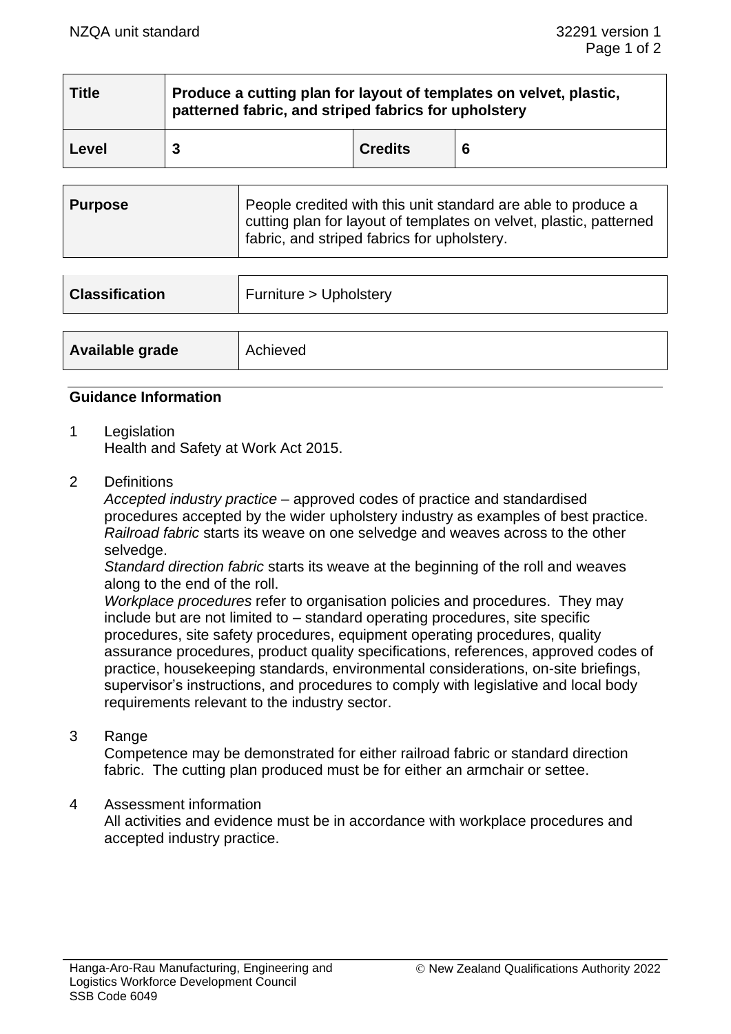| Title | Produce a cutting plan for layout of templates on velvet, plastic, patterned fabric, and striped fabrics for upholstery | | |
|---|---|---|---|
| Level | 3 | Credits | 6 |

| Purpose | People credited with this unit standard are able to produce a cutting plan for layout of templates on velvet, plastic, patterned fabric, and striped fabrics for upholstery. |
|---|---|

| Classification | Furniture > Upholstery |
|---|---|

| Available grade | Achieved |
|---|---|

## Guidance Information

1 Legislation
Health and Safety at Work Act 2015.

2 Definitions
*Accepted industry practice* – approved codes of practice and standardised procedures accepted by the wider upholstery industry as examples of best practice.
*Railroad fabric* starts its weave on one selvedge and weaves across to the other selvedge.
*Standard direction fabric* starts its weave at the beginning of the roll and weaves along to the end of the roll.
*Workplace procedures* refer to organisation policies and procedures. They may include but are not limited to – standard operating procedures, site specific procedures, site safety procedures, equipment operating procedures, quality assurance procedures, product quality specifications, references, approved codes of practice, housekeeping standards, environmental considerations, on-site briefings, supervisor's instructions, and procedures to comply with legislative and local body requirements relevant to the industry sector.

3 Range
Competence may be demonstrated for either railroad fabric or standard direction fabric. The cutting plan produced must be for either an armchair or settee.

4 Assessment information
All activities and evidence must be in accordance with workplace procedures and accepted industry practice.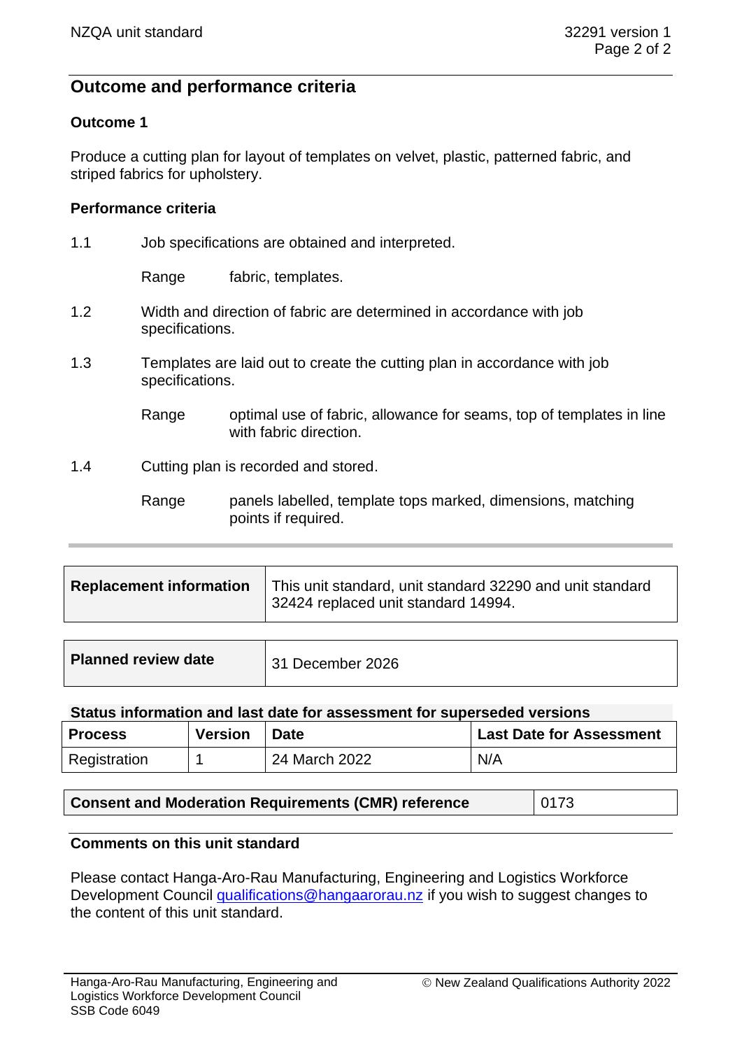## Outcome and performance criteria

### Outcome 1

Produce a cutting plan for layout of templates on velvet, plastic, patterned fabric, and striped fabrics for upholstery.

#### Performance criteria

1.1 Job specifications are obtained and interpreted.

Range fabric, templates.

1.2 Width and direction of fabric are determined in accordance with job specifications.

1.3 Templates are laid out to create the cutting plan in accordance with job specifications.

Range optimal use of fabric, allowance for seams, top of templates in line with fabric direction.

1.4 Cutting plan is recorded and stored.

Range panels labelled, template tops marked, dimensions, matching points if required.

| | |
|---|---|
| **Replacement information** | This unit standard, unit standard 32290 and unit standard 32424 replaced unit standard 14994. |

| | |
|---|---|
| **Planned review date** | 31 December 2026 |

**Status information and last date for assessment for superseded versions**

| Process | Version | Date | Last Date for Assessment |
|---|---|---|---|
| Registration | 1 | 24 March 2022 | N/A |

| | |
|---|---|
| **Consent and Moderation Requirements (CMR) reference** | 0173 |

**Comments on this unit standard**

Please contact Hanga-Aro-Rau Manufacturing, Engineering and Logistics Workforce Development Council qualifications@hangaarorau.nz if you wish to suggest changes to the content of this unit standard.